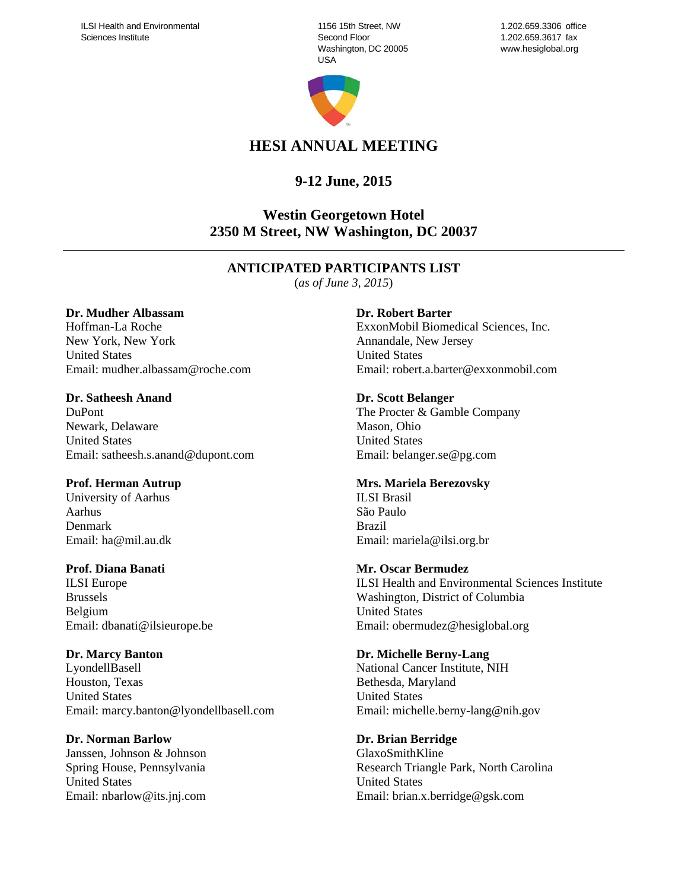ILSI Health and Environmental Sciences Institute

1156 15th Street, NW
Second Floor
Washington, DC 20005
USA

1.202.659.3306 office
1.202.659.3617 fax
www.hesiglobal.org

# HESI ANNUAL MEETING

## 9-12 June, 2015

## Westin Georgetown Hotel
## 2350 M Street, NW Washington, DC 20037

---

### ANTICIPATED PARTICIPANTS LIST

(*as of June 3, 2015*)

**Dr. Mudher Albassam**
Hoffman-La Roche
New York, New York
United States
Email: mudher.albassam@roche.com

**Dr. Satheesh Anand**
DuPont
Newark, Delaware
United States
Email: satheesh.s.anand@dupont.com

**Prof. Herman Autrup**
University of Aarhus
Aarhus
Denmark
Email: ha@mil.au.dk

**Prof. Diana Banati**
ILSI Europe
Brussels
Belgium
Email: dbanati@ilsieurope.be

**Dr. Marcy Banton**
LyondellBasell
Houston, Texas
United States
Email: marcy.banton@lyondellbasell.com

**Dr. Norman Barlow**
Janssen, Johnson & Johnson
Spring House, Pennsylvania
United States
Email: nbarlow@its.jnj.com

**Dr. Robert Barter**
ExxonMobil Biomedical Sciences, Inc.
Annandale, New Jersey
United States
Email: robert.a.barter@exxonmobil.com

**Dr. Scott Belanger**
The Procter & Gamble Company
Mason, Ohio
United States
Email: belanger.se@pg.com

**Mrs. Mariela Berezovsky**
ILSI Brasil
São Paulo
Brazil
Email: mariela@ilsi.org.br

**Mr. Oscar Bermudez**
ILSI Health and Environmental Sciences Institute
Washington, District of Columbia
United States
Email: obermudez@hesiglobal.org

**Dr. Michelle Berny-Lang**
National Cancer Institute, NIH
Bethesda, Maryland
United States
Email: michelle.berny-lang@nih.gov

**Dr. Brian Berridge**
GlaxoSmithKline
Research Triangle Park, North Carolina
United States
Email: brian.x.berridge@gsk.com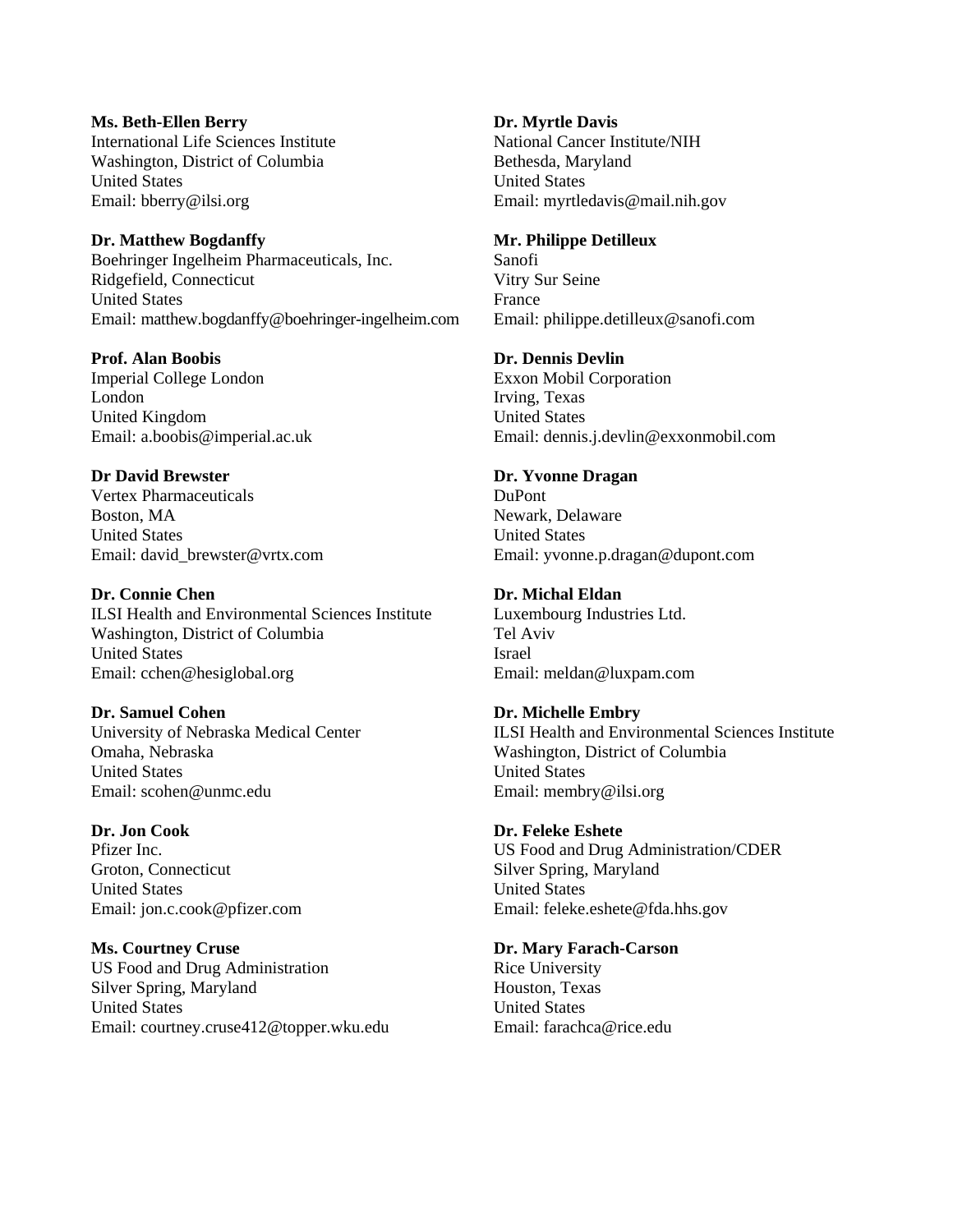**Ms. Beth-Ellen Berry**
International Life Sciences Institute
Washington, District of Columbia
United States
Email: bberry@ilsi.org

**Dr. Matthew Bogdanffy**
Boehringer Ingelheim Pharmaceuticals, Inc.
Ridgefield, Connecticut
United States
Email: matthew.bogdanffy@boehringer-ingelheim.com

**Prof. Alan Boobis**
Imperial College London
London
United Kingdom
Email: a.boobis@imperial.ac.uk

**Dr David Brewster**
Vertex Pharmaceuticals
Boston, MA
United States
Email: david_brewster@vrtx.com

**Dr. Connie Chen**
ILSI Health and Environmental Sciences Institute
Washington, District of Columbia
United States
Email: cchen@hesiglobal.org

**Dr. Samuel Cohen**
University of Nebraska Medical Center
Omaha, Nebraska
United States
Email: scohen@unmc.edu

**Dr. Jon Cook**
Pfizer Inc.
Groton, Connecticut
United States
Email: jon.c.cook@pfizer.com

**Ms. Courtney Cruse**
US Food and Drug Administration
Silver Spring, Maryland
United States
Email: courtney.cruse412@topper.wku.edu

**Dr. Myrtle Davis**
National Cancer Institute/NIH
Bethesda, Maryland
United States
Email: myrtledavis@mail.nih.gov

**Mr. Philippe Detilleux**
Sanofi
Vitry Sur Seine
France
Email: philippe.detilleux@sanofi.com

**Dr. Dennis Devlin**
Exxon Mobil Corporation
Irving, Texas
United States
Email: dennis.j.devlin@exxonmobil.com

**Dr. Yvonne Dragan**
DuPont
Newark, Delaware
United States
Email: yvonne.p.dragan@dupont.com

**Dr. Michal Eldan**
Luxembourg Industries Ltd.
Tel Aviv
Israel
Email: meldan@luxpam.com

**Dr. Michelle Embry**
ILSI Health and Environmental Sciences Institute
Washington, District of Columbia
United States
Email: membry@ilsi.org

**Dr. Feleke Eshete**
US Food and Drug Administration/CDER
Silver Spring, Maryland
United States
Email: feleke.eshete@fda.hhs.gov

**Dr. Mary Farach-Carson**
Rice University
Houston, Texas
United States
Email: farachca@rice.edu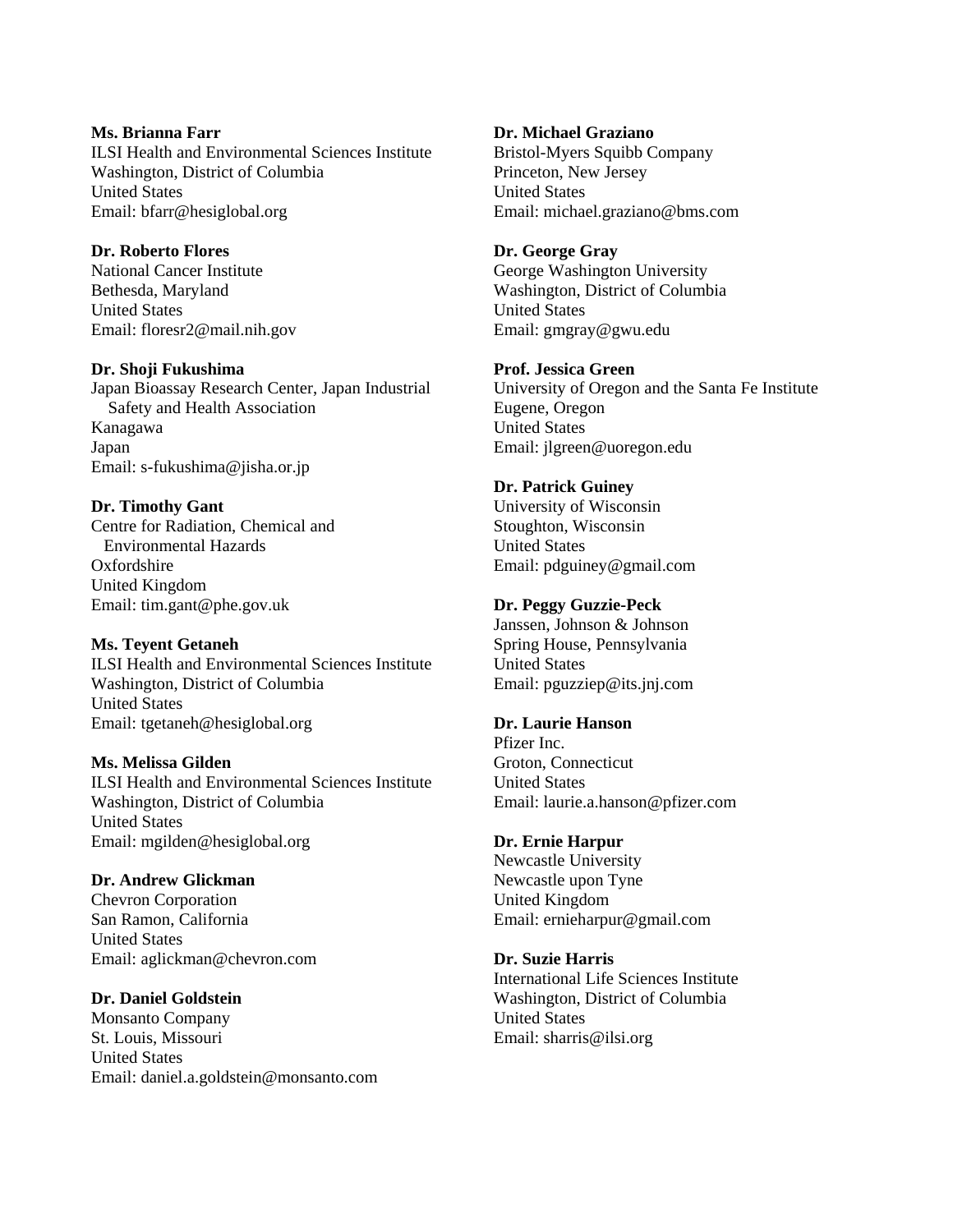**Ms. Brianna Farr**
ILSI Health and Environmental Sciences Institute
Washington, District of Columbia
United States
Email: bfarr@hesiglobal.org

**Dr. Roberto Flores**
National Cancer Institute
Bethesda, Maryland
United States
Email: floresr2@mail.nih.gov

**Dr. Shoji Fukushima**
Japan Bioassay Research Center, Japan Industrial Safety and Health Association
Kanagawa
Japan
Email: s-fukushima@jisha.or.jp

**Dr. Timothy Gant**
Centre for Radiation, Chemical and Environmental Hazards
Oxfordshire
United Kingdom
Email: tim.gant@phe.gov.uk

**Ms. Teyent Getaneh**
ILSI Health and Environmental Sciences Institute
Washington, District of Columbia
United States
Email: tgetaneh@hesiglobal.org

**Ms. Melissa Gilden**
ILSI Health and Environmental Sciences Institute
Washington, District of Columbia
United States
Email: mgilden@hesiglobal.org

**Dr. Andrew Glickman**
Chevron Corporation
San Ramon, California
United States
Email: aglickman@chevron.com

**Dr. Daniel Goldstein**
Monsanto Company
St. Louis, Missouri
United States
Email: daniel.a.goldstein@monsanto.com

**Dr. Michael Graziano**
Bristol-Myers Squibb Company
Princeton, New Jersey
United States
Email: michael.graziano@bms.com

**Dr. George Gray**
George Washington University
Washington, District of Columbia
United States
Email: gmgray@gwu.edu

**Prof. Jessica Green**
University of Oregon and the Santa Fe Institute
Eugene, Oregon
United States
Email: jlgreen@uoregon.edu

**Dr. Patrick Guiney**
University of Wisconsin
Stoughton, Wisconsin
United States
Email: pdguiney@gmail.com

**Dr. Peggy Guzzie-Peck**
Janssen, Johnson & Johnson
Spring House, Pennsylvania
United States
Email: pguzziep@its.jnj.com

**Dr. Laurie Hanson**
Pfizer Inc.
Groton, Connecticut
United States
Email: laurie.a.hanson@pfizer.com

**Dr. Ernie Harpur**
Newcastle University
Newcastle upon Tyne
United Kingdom
Email: ernieharpur@gmail.com

**Dr. Suzie Harris**
International Life Sciences Institute
Washington, District of Columbia
United States
Email: sharris@ilsi.org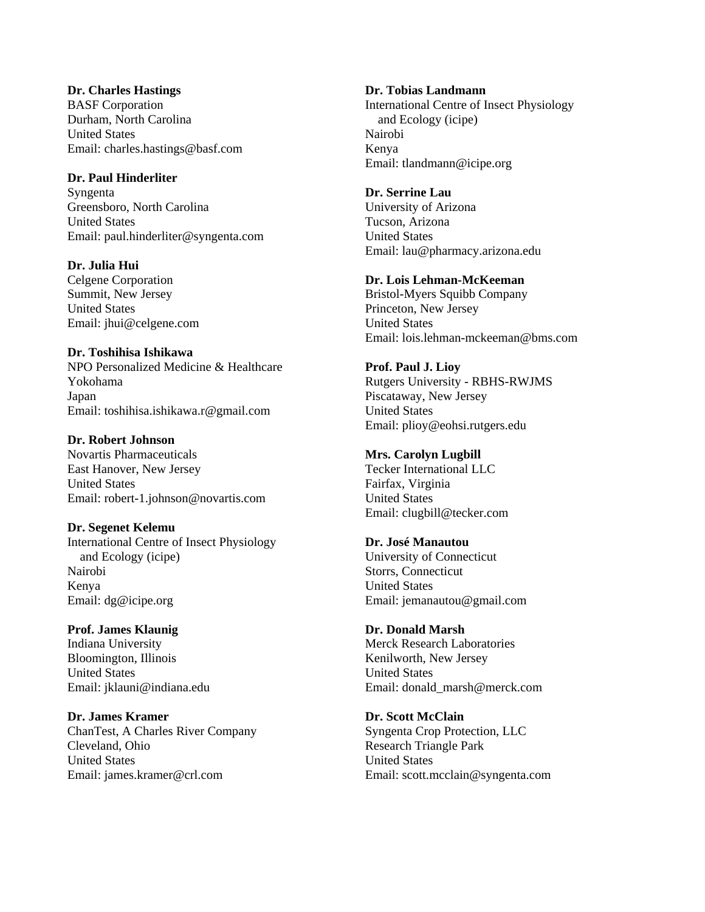**Dr. Charles Hastings**
BASF Corporation
Durham, North Carolina
United States
Email: charles.hastings@basf.com

**Dr. Paul Hinderliter**
Syngenta
Greensboro, North Carolina
United States
Email: paul.hinderliter@syngenta.com

**Dr. Julia Hui**
Celgene Corporation
Summit, New Jersey
United States
Email: jhui@celgene.com

**Dr. Toshihisa Ishikawa**
NPO Personalized Medicine & Healthcare
Yokohama
Japan
Email: toshihisa.ishikawa.r@gmail.com

**Dr. Robert Johnson**
Novartis Pharmaceuticals
East Hanover, New Jersey
United States
Email: robert-1.johnson@novartis.com

**Dr. Segenet Kelemu**
International Centre of Insect Physiology and Ecology (icipe)
Nairobi
Kenya
Email: dg@icipe.org

**Prof. James Klaunig**
Indiana University
Bloomington, Illinois
United States
Email: jklauni@indiana.edu

**Dr. James Kramer**
ChanTest, A Charles River Company
Cleveland, Ohio
United States
Email: james.kramer@crl.com

**Dr. Tobias Landmann**
International Centre of Insect Physiology and Ecology (icipe)
Nairobi
Kenya
Email: tlandmann@icipe.org

**Dr. Serrine Lau**
University of Arizona
Tucson, Arizona
United States
Email: lau@pharmacy.arizona.edu

**Dr. Lois Lehman-McKeeman**
Bristol-Myers Squibb Company
Princeton, New Jersey
United States
Email: lois.lehman-mckeeman@bms.com

**Prof. Paul J. Lioy**
Rutgers University - RBHS-RWJMS
Piscataway, New Jersey
United States
Email: plioy@eohsi.rutgers.edu

**Mrs. Carolyn Lugbill**
Tecker International LLC
Fairfax, Virginia
United States
Email: clugbill@tecker.com

**Dr. José Manautou**
University of Connecticut
Storrs, Connecticut
United States
Email: jemanautou@gmail.com

**Dr. Donald Marsh**
Merck Research Laboratories
Kenilworth, New Jersey
United States
Email: donald_marsh@merck.com

**Dr. Scott McClain**
Syngenta Crop Protection, LLC
Research Triangle Park
United States
Email: scott.mcclain@syngenta.com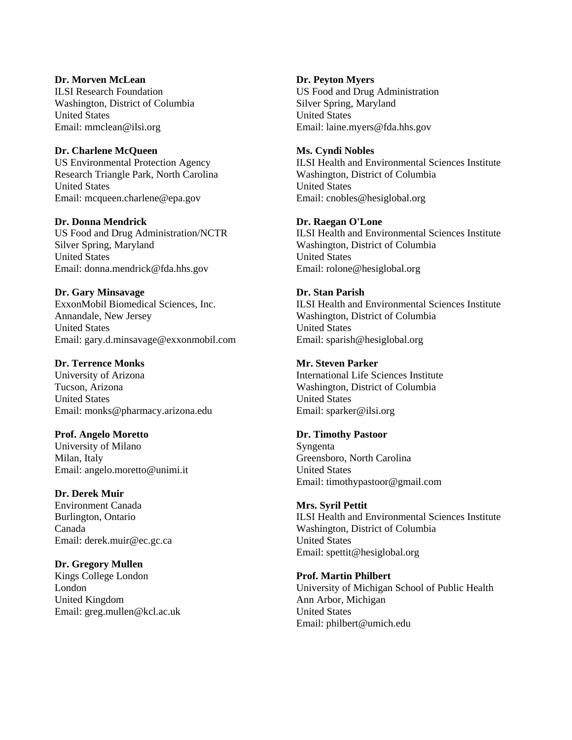**Dr. Morven McLean**
ILSI Research Foundation
Washington, District of Columbia
United States
Email: mmclean@ilsi.org

**Dr. Charlene McQueen**
US Environmental Protection Agency
Research Triangle Park, North Carolina
United States
Email: mcqueen.charlene@epa.gov

**Dr. Donna Mendrick**
US Food and Drug Administration/NCTR
Silver Spring, Maryland
United States
Email: donna.mendrick@fda.hhs.gov

**Dr. Gary Minsavage**
ExxonMobil Biomedical Sciences, Inc.
Annandale, New Jersey
United States
Email: gary.d.minsavage@exxonmobil.com

**Dr. Terrence Monks**
University of Arizona
Tucson, Arizona
United States
Email: monks@pharmacy.arizona.edu

**Prof. Angelo Moretto**
University of Milano
Milan, Italy
Email: angelo.moretto@unimi.it

**Dr. Derek Muir**
Environment Canada
Burlington, Ontario
Canada
Email: derek.muir@ec.gc.ca

**Dr. Gregory Mullen**
Kings College London
London
United Kingdom
Email: greg.mullen@kcl.ac.uk

**Dr. Peyton Myers**
US Food and Drug Administration
Silver Spring, Maryland
United States
Email: laine.myers@fda.hhs.gov

**Ms. Cyndi Nobles**
ILSI Health and Environmental Sciences Institute
Washington, District of Columbia
United States
Email: cnobles@hesiglobal.org

**Dr. Raegan O'Lone**
ILSI Health and Environmental Sciences Institute
Washington, District of Columbia
United States
Email: rolone@hesiglobal.org

**Dr. Stan Parish**
ILSI Health and Environmental Sciences Institute
Washington, District of Columbia
United States
Email: sparish@hesiglobal.org

**Mr. Steven Parker**
International Life Sciences Institute
Washington, District of Columbia
United States
Email: sparker@ilsi.org

**Dr. Timothy Pastoor**
Syngenta
Greensboro, North Carolina
United States
Email: timothypastoor@gmail.com

**Mrs. Syril Pettit**
ILSI Health and Environmental Sciences Institute
Washington, District of Columbia
United States
Email: spettit@hesiglobal.org

**Prof. Martin Philbert**
University of Michigan School of Public Health
Ann Arbor, Michigan
United States
Email: philbert@umich.edu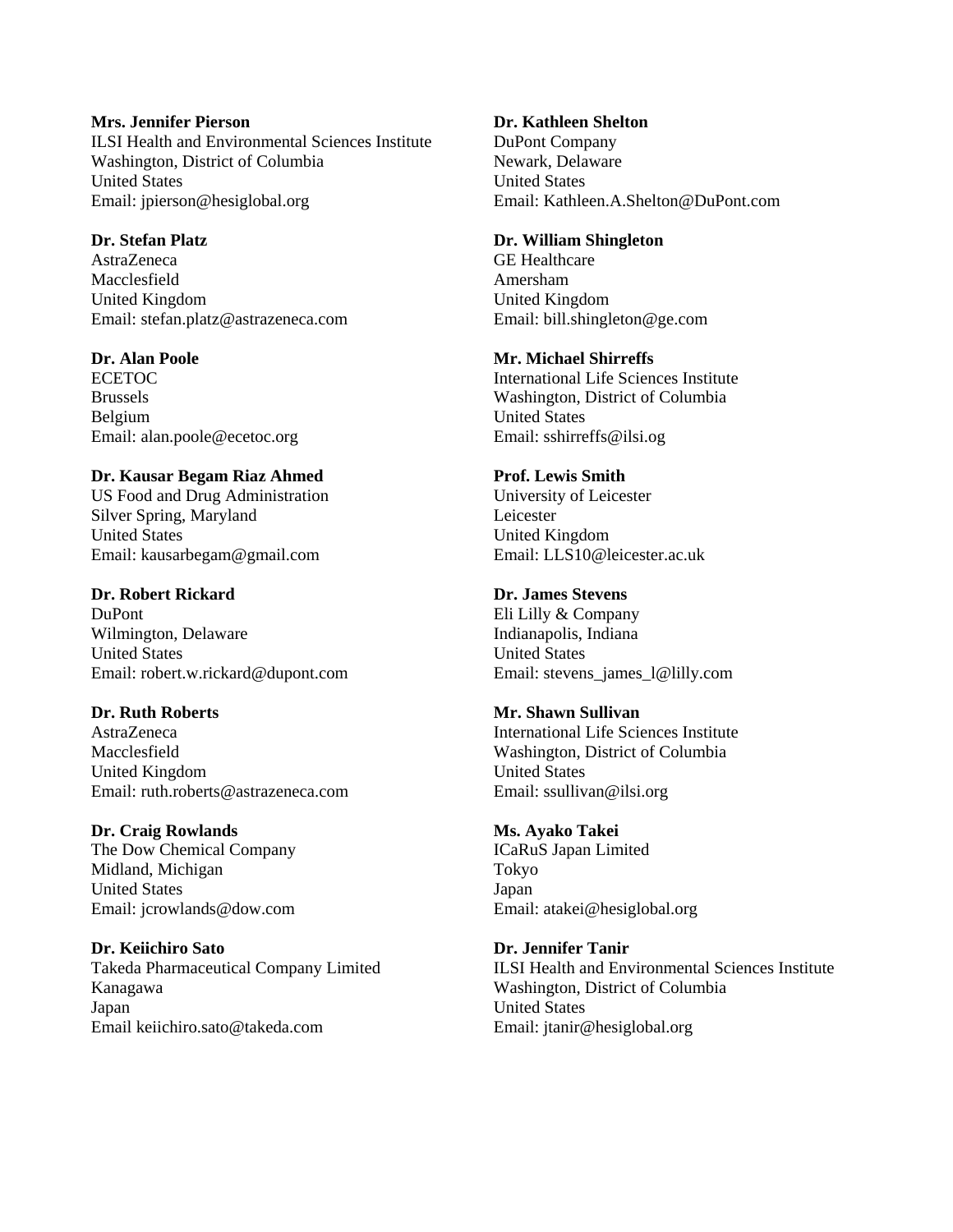**Mrs. Jennifer Pierson**
ILSI Health and Environmental Sciences Institute
Washington, District of Columbia
United States
Email: jpierson@hesiglobal.org

**Dr. Stefan Platz**
AstraZeneca
Macclesfield
United Kingdom
Email: stefan.platz@astrazeneca.com

**Dr. Alan Poole**
ECETOC
Brussels
Belgium
Email: alan.poole@ecetoc.org

**Dr. Kausar Begam Riaz Ahmed**
US Food and Drug Administration
Silver Spring, Maryland
United States
Email: kausarbegam@gmail.com

**Dr. Robert Rickard**
DuPont
Wilmington, Delaware
United States
Email: robert.w.rickard@dupont.com

**Dr. Ruth Roberts**
AstraZeneca
Macclesfield
United Kingdom
Email: ruth.roberts@astrazeneca.com

**Dr. Craig Rowlands**
The Dow Chemical Company
Midland, Michigan
United States
Email: jcrowlands@dow.com

**Dr. Keiichiro Sato**
Takeda Pharmaceutical Company Limited
Kanagawa
Japan
Email keiichiro.sato@takeda.com

**Dr. Kathleen Shelton**
DuPont Company
Newark, Delaware
United States
Email: Kathleen.A.Shelton@DuPont.com

**Dr. William Shingleton**
GE Healthcare
Amersham
United Kingdom
Email: bill.shingleton@ge.com

**Mr. Michael Shirreffs**
International Life Sciences Institute
Washington, District of Columbia
United States
Email: sshirreffs@ilsi.og

**Prof. Lewis Smith**
University of Leicester
Leicester
United Kingdom
Email: LLS10@leicester.ac.uk

**Dr. James Stevens**
Eli Lilly & Company
Indianapolis, Indiana
United States
Email: stevens_james_l@lilly.com

**Mr. Shawn Sullivan**
International Life Sciences Institute
Washington, District of Columbia
United States
Email: ssullivan@ilsi.org

**Ms. Ayako Takei**
ICaRuS Japan Limited
Tokyo
Japan
Email: atakei@hesiglobal.org

**Dr. Jennifer Tanir**
ILSI Health and Environmental Sciences Institute
Washington, District of Columbia
United States
Email: jtanir@hesiglobal.org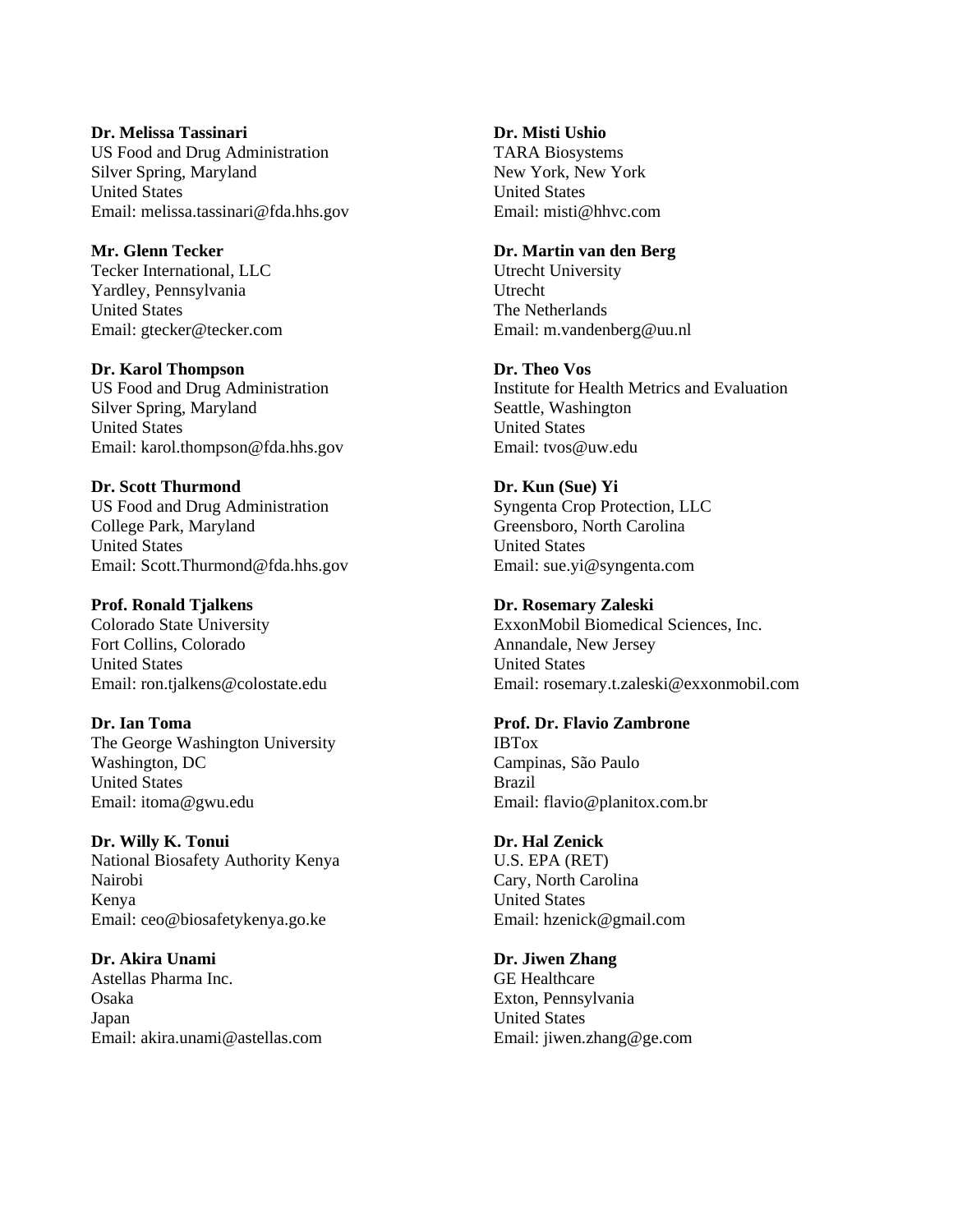**Dr. Melissa Tassinari**
US Food and Drug Administration
Silver Spring, Maryland
United States
Email: melissa.tassinari@fda.hhs.gov

**Mr. Glenn Tecker**
Tecker International, LLC
Yardley, Pennsylvania
United States
Email: gtecker@tecker.com

**Dr. Karol Thompson**
US Food and Drug Administration
Silver Spring, Maryland
United States
Email: karol.thompson@fda.hhs.gov

**Dr. Scott Thurmond**
US Food and Drug Administration
College Park, Maryland
United States
Email: Scott.Thurmond@fda.hhs.gov

**Prof. Ronald Tjalkens**
Colorado State University
Fort Collins, Colorado
United States
Email: ron.tjalkens@colostate.edu

**Dr. Ian Toma**
The George Washington University
Washington, DC
United States
Email: itoma@gwu.edu

**Dr. Willy K. Tonui**
National Biosafety Authority Kenya
Nairobi
Kenya
Email: ceo@biosafetykenya.go.ke

**Dr. Akira Unami**
Astellas Pharma Inc.
Osaka
Japan
Email: akira.unami@astellas.com

**Dr. Misti Ushio**
TARA Biosystems
New York, New York
United States
Email: misti@hhvc.com

**Dr. Martin van den Berg**
Utrecht University
Utrecht
The Netherlands
Email: m.vandenberg@uu.nl

**Dr. Theo Vos**
Institute for Health Metrics and Evaluation
Seattle, Washington
United States
Email: tvos@uw.edu

**Dr. Kun (Sue) Yi**
Syngenta Crop Protection, LLC
Greensboro, North Carolina
United States
Email: sue.yi@syngenta.com

**Dr. Rosemary Zaleski**
ExxonMobil Biomedical Sciences, Inc.
Annandale, New Jersey
United States
Email: rosemary.t.zaleski@exxonmobil.com

**Prof. Dr. Flavio Zambrone**
IBTox
Campinas, São Paulo
Brazil
Email: flavio@planitox.com.br

**Dr. Hal Zenick**
U.S. EPA (RET)
Cary, North Carolina
United States
Email: hzenick@gmail.com

**Dr. Jiwen Zhang**
GE Healthcare
Exton, Pennsylvania
United States
Email: jiwen.zhang@ge.com